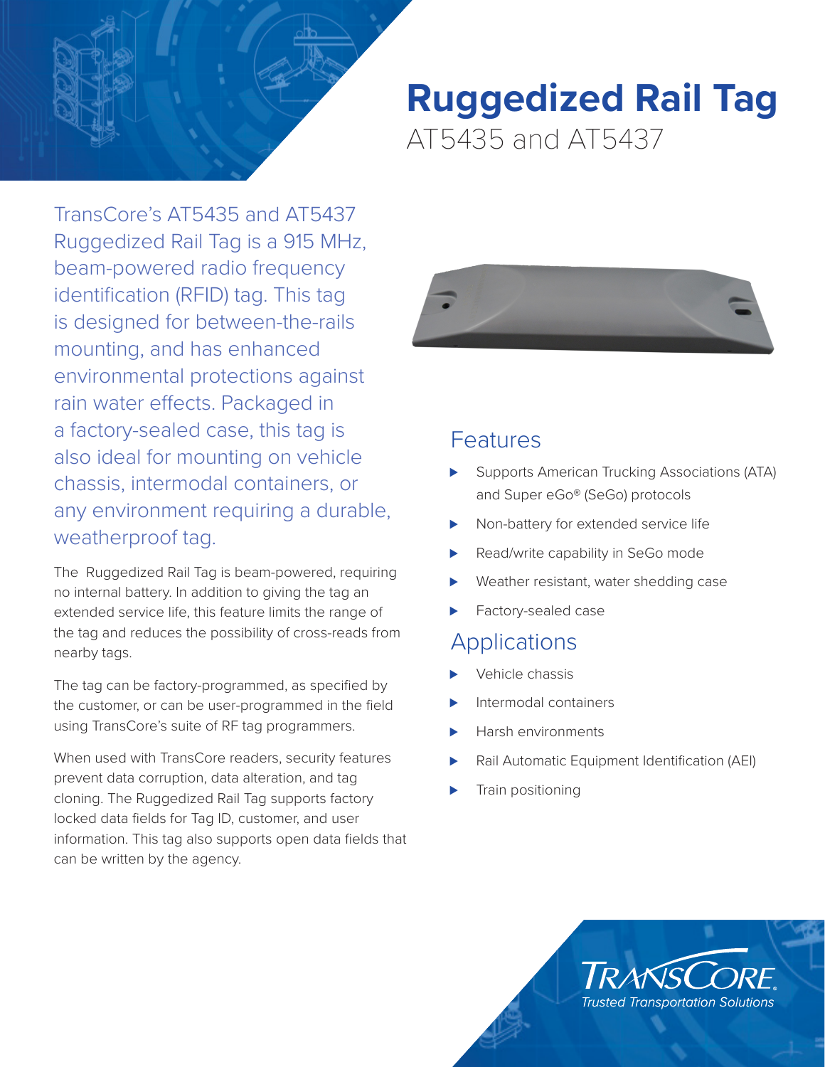# Ruggedized Rail Tag

## AT5435 and AT5437

TransCore's AT5435 and AT5437 Ruggedized Rail Tag is a 915 MHz, beam-powered radio frequency identification (RFID) tag. This tag is designed for between-the-rails mounting, and has enhanced environmental protections against rain water effects. Packaged in a factory-sealed case, this tag is also ideal for mounting on vehicle chassis, intermodal containers, or any environment requiring a durable, weatherproof tag.

The Ruggedized Rail Tag is beam-powered, requiring no internal battery. In addition to giving the tag an extended service life, this feature limits the range of the tag and reduces the possibility of cross-reads from nearby tags.

The tag can be factory-programmed, as specified by the customer, or can be user-programmed in the field using TransCore's suite of RF tag programmers.

When used with TransCore readers, security features prevent data corruption, data alteration, and tag cloning. The Ruggedized Rail Tag supports factory locked data fields for Tag ID, customer, and user information. This tag also supports open data fields that can be written by the agency.

## Features

- Supports American Trucking Associations (ATA) and Super eGo® (SeGo) protocols
- Non-battery for extended service life
- Read/write capability in SeGo mode
- Weather resistant, water shedding case
- Factory-sealed case

## Applications

- Vehicle chassis
- Intermodal containers
- Harsh environments
- Rail Automatic Equipment Identification (AEI)
- Train positioning

TRANSCORE
*Trusted Transportation Solutions*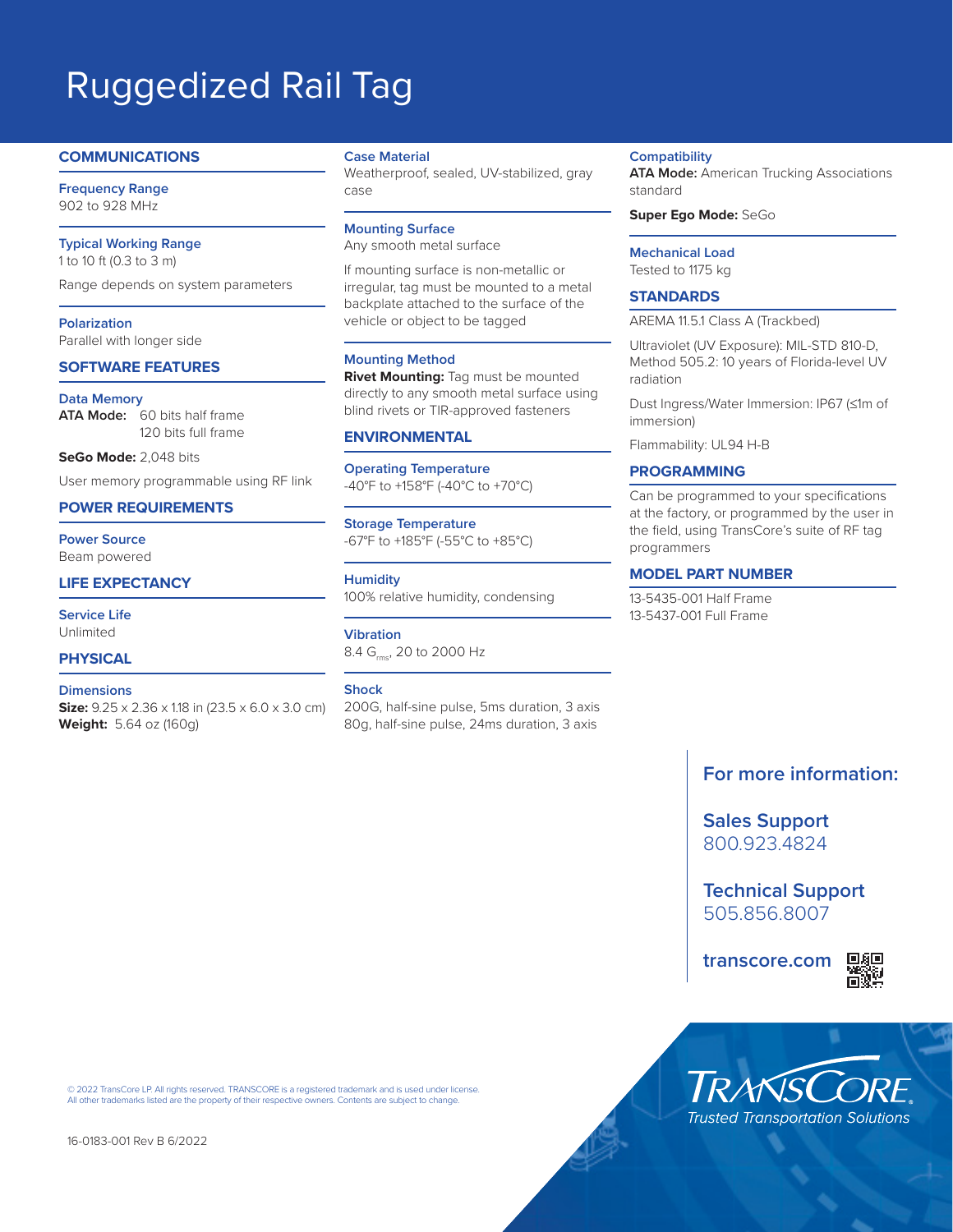# Ruggedized Rail Tag

## COMMUNICATIONS

### Frequency Range

902 to 928 MHz

### Typical Working Range

1 to 10 ft (0.3 to 3 m)

Range depends on system parameters

### Polarization

Parallel with longer side

## SOFTWARE FEATURES

### Data Memory

**ATA Mode:** 60 bits half frame
120 bits full frame

**SeGo Mode:** 2,048 bits

User memory programmable using RF link

## POWER REQUIREMENTS

### Power Source

Beam powered

## LIFE EXPECTANCY

### Service Life

Unlimited

## PHYSICAL

### Dimensions

**Size:** 9.25 x 2.36 x 1.18 in (23.5 x 6.0 x 3.0 cm)
**Weight:** 5.64 oz (160g)

### Case Material

Weatherproof, sealed, UV-stabilized, gray case

### Mounting Surface

Any smooth metal surface

If mounting surface is non-metallic or irregular, tag must be mounted to a metal backplate attached to the surface of the vehicle or object to be tagged

### Mounting Method

**Rivet Mounting:** Tag must be mounted directly to any smooth metal surface using blind rivets or TIR-approved fasteners

## ENVIRONMENTAL

### Operating Temperature

-40°F to +158°F (-40°C to +70°C)

### Storage Temperature

-67°F to +185°F (-55°C to +85°C)

### Humidity

100% relative humidity, condensing

### Vibration

8.4 $G_{rms}$, 20 to 2000 Hz

### Shock

200G, half-sine pulse, 5ms duration, 3 axis
80g, half-sine pulse, 24ms duration, 3 axis

### Compatibility

**ATA Mode:** American Trucking Associations standard

**Super Ego Mode:** SeGo

### Mechanical Load

Tested to 1175 kg

## STANDARDS

AREMA 11.5.1 Class A (Trackbed)

Ultraviolet (UV Exposure): MIL-STD 810-D, Method 505.2: 10 years of Florida-level UV radiation

Dust Ingress/Water Immersion: IP67 (≤1m of immersion)

Flammability: UL94 H-B

## PROGRAMMING

Can be programmed to your specifications at the factory, or programmed by the user in the field, using TransCore's suite of RF tag programmers

## MODEL PART NUMBER

13-5435-001 Half Frame
13-5437-001 Full Frame

## For more information:

**Sales Support**
800.923.4824

**Technical Support**
505.856.8007

**transcore.com**

TRANSCORE
*Trusted Transportation Solutions*

© 2022 TransCore LP. All rights reserved. TRANSCORE is a registered trademark and is used under license. All other trademarks listed are the property of their respective owners. Contents are subject to change.

16-0183-001 Rev B 6/2022